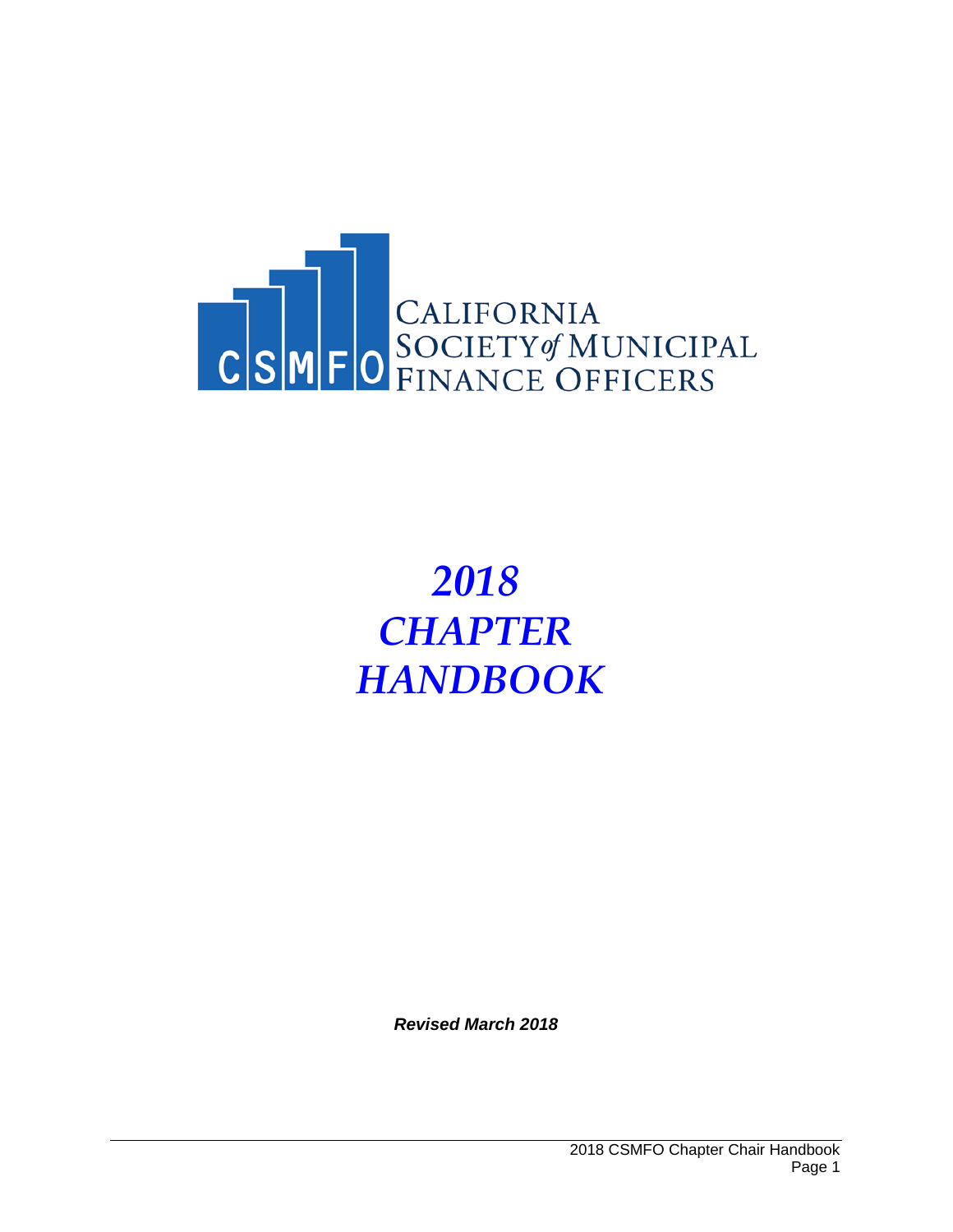CALIFORNIA SOCIETY *of* MUNICIPAL FINANCE OFFICERS

# *2018 CHAPTER HANDBOOK*

***Revised March 2018***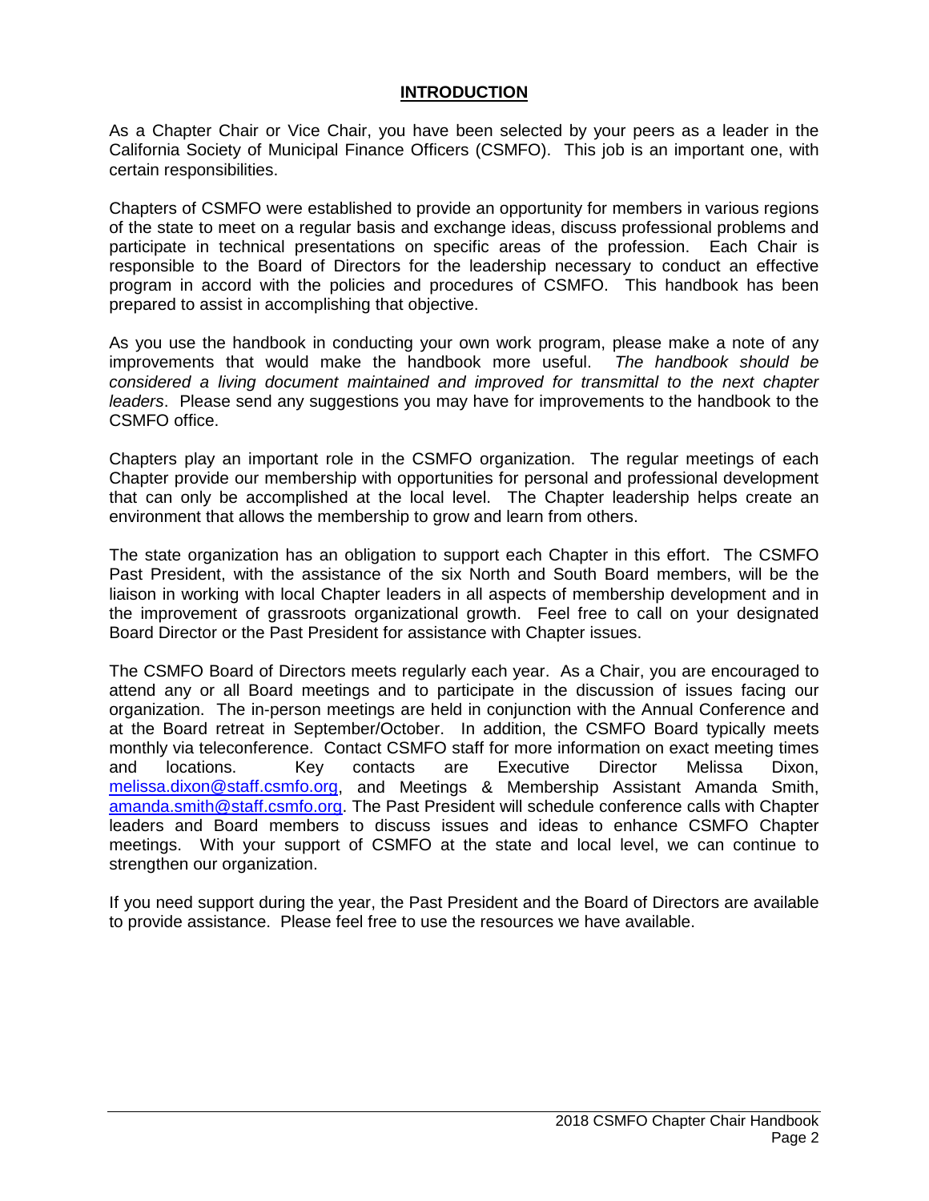# INTRODUCTION

As a Chapter Chair or Vice Chair, you have been selected by your peers as a leader in the California Society of Municipal Finance Officers (CSMFO). This job is an important one, with certain responsibilities.

Chapters of CSMFO were established to provide an opportunity for members in various regions of the state to meet on a regular basis and exchange ideas, discuss professional problems and participate in technical presentations on specific areas of the profession. Each Chair is responsible to the Board of Directors for the leadership necessary to conduct an effective program in accord with the policies and procedures of CSMFO. This handbook has been prepared to assist in accomplishing that objective.

As you use the handbook in conducting your own work program, please make a note of any improvements that would make the handbook more useful. *The handbook should be considered a living document maintained and improved for transmittal to the next chapter leaders*. Please send any suggestions you may have for improvements to the handbook to the CSMFO office.

Chapters play an important role in the CSMFO organization. The regular meetings of each Chapter provide our membership with opportunities for personal and professional development that can only be accomplished at the local level. The Chapter leadership helps create an environment that allows the membership to grow and learn from others.

The state organization has an obligation to support each Chapter in this effort. The CSMFO Past President, with the assistance of the six North and South Board members, will be the liaison in working with local Chapter leaders in all aspects of membership development and in the improvement of grassroots organizational growth. Feel free to call on your designated Board Director or the Past President for assistance with Chapter issues.

The CSMFO Board of Directors meets regularly each year. As a Chair, you are encouraged to attend any or all Board meetings and to participate in the discussion of issues facing our organization. The in-person meetings are held in conjunction with the Annual Conference and at the Board retreat in September/October. In addition, the CSMFO Board typically meets monthly via teleconference. Contact CSMFO staff for more information on exact meeting times and locations. Key contacts are Executive Director Melissa Dixon, melissa.dixon@staff.csmfo.org, and Meetings & Membership Assistant Amanda Smith, amanda.smith@staff.csmfo.org. The Past President will schedule conference calls with Chapter leaders and Board members to discuss issues and ideas to enhance CSMFO Chapter meetings. With your support of CSMFO at the state and local level, we can continue to strengthen our organization.

If you need support during the year, the Past President and the Board of Directors are available to provide assistance. Please feel free to use the resources we have available.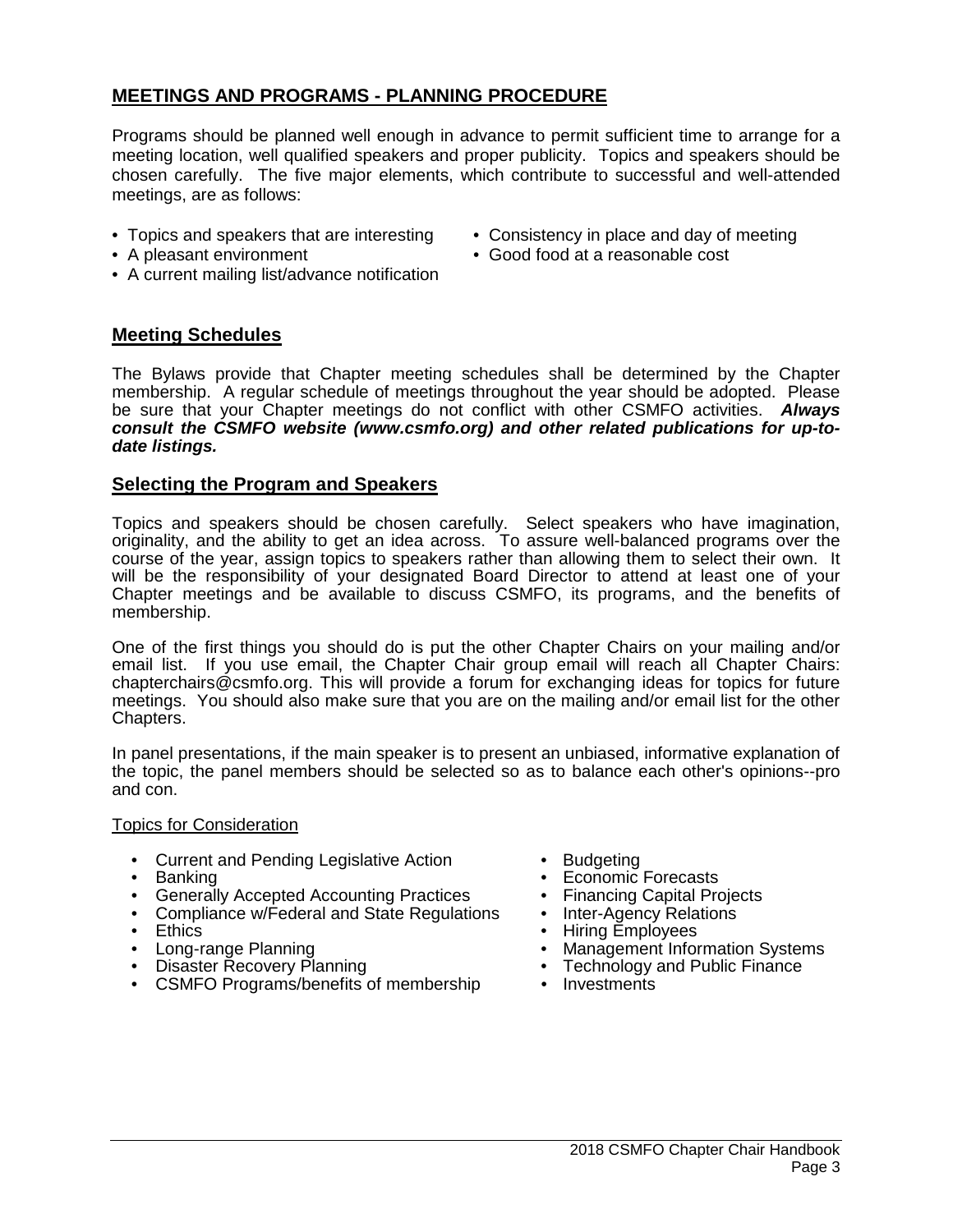## MEETINGS AND PROGRAMS - PLANNING PROCEDURE

Programs should be planned well enough in advance to permit sufficient time to arrange for a meeting location, well qualified speakers and proper publicity. Topics and speakers should be chosen carefully. The five major elements, which contribute to successful and well-attended meetings, are as follows:

- Topics and speakers that are interesting
- A pleasant environment
- A current mailing list/advance notification
- Consistency in place and day of meeting
- Good food at a reasonable cost

### Meeting Schedules

The Bylaws provide that Chapter meeting schedules shall be determined by the Chapter membership. A regular schedule of meetings throughout the year should be adopted. Please be sure that your Chapter meetings do not conflict with other CSMFO activities. ***Always consult the CSMFO website (www.csmfo.org) and other related publications for up-to-date listings.***

### Selecting the Program and Speakers

Topics and speakers should be chosen carefully. Select speakers who have imagination, originality, and the ability to get an idea across. To assure well-balanced programs over the course of the year, assign topics to speakers rather than allowing them to select their own. It will be the responsibility of your designated Board Director to attend at least one of your Chapter meetings and be available to discuss CSMFO, its programs, and the benefits of membership.

One of the first things you should do is put the other Chapter Chairs on your mailing and/or email list. If you use email, the Chapter Chair group email will reach all Chapter Chairs: chapterchairs@csmfo.org. This will provide a forum for exchanging ideas for topics for future meetings. You should also make sure that you are on the mailing and/or email list for the other Chapters.

In panel presentations, if the main speaker is to present an unbiased, informative explanation of the topic, the panel members should be selected so as to balance each other's opinions--pro and con.

Topics for Consideration

- Current and Pending Legislative Action
- Banking
- Generally Accepted Accounting Practices
- Compliance w/Federal and State Regulations
- Ethics
- Long-range Planning
- Disaster Recovery Planning
- CSMFO Programs/benefits of membership
- Budgeting
- Economic Forecasts
- Financing Capital Projects
- Inter-Agency Relations
- Hiring Employees
- Management Information Systems
- Technology and Public Finance
- Investments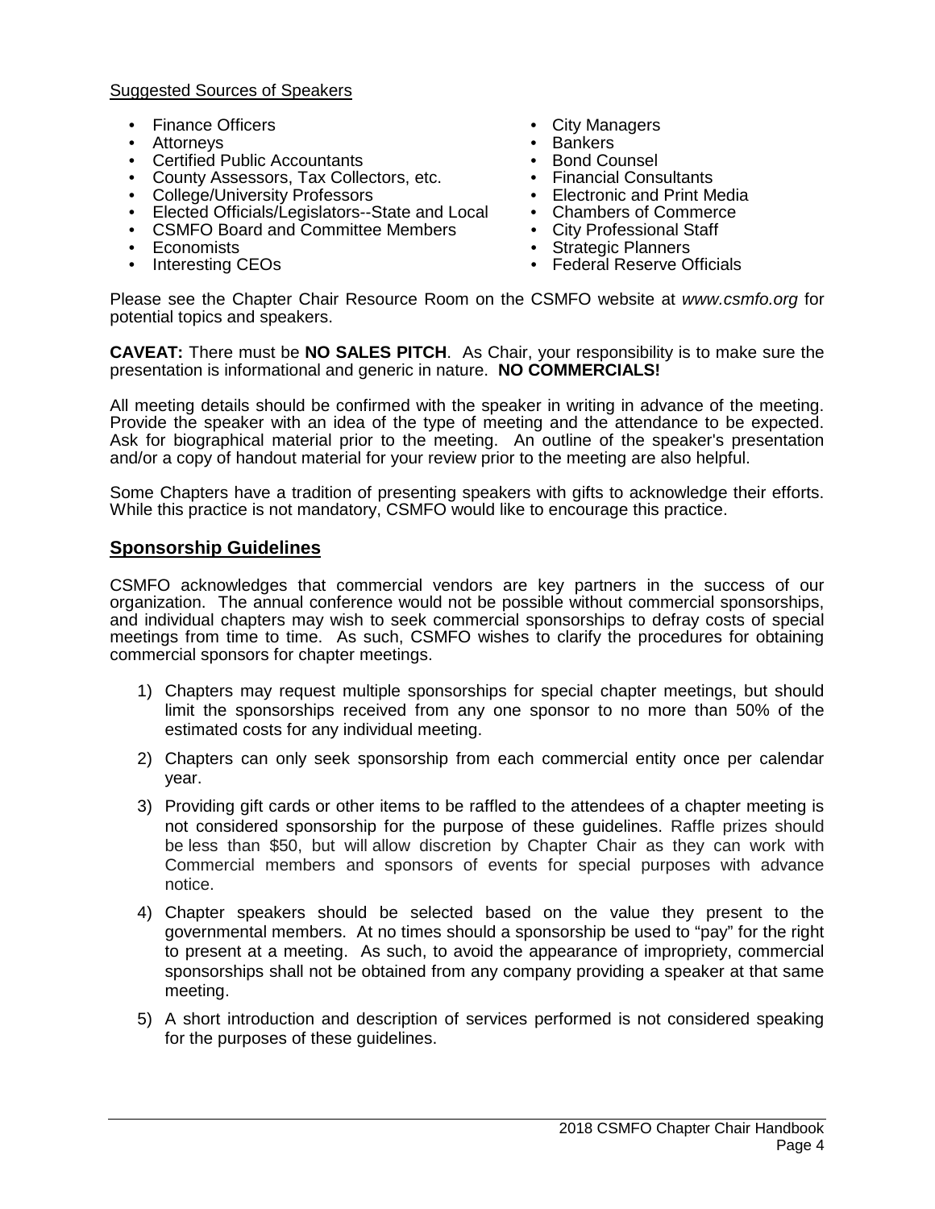Suggested Sources of Speakers

- Finance Officers
- Attorneys
- Certified Public Accountants
- County Assessors, Tax Collectors, etc.
- College/University Professors
- Elected Officials/Legislators--State and Local
- CSMFO Board and Committee Members
- Economists
- Interesting CEOs
- City Managers
- Bankers
- Bond Counsel
- Financial Consultants
- Electronic and Print Media
- Chambers of Commerce
- City Professional Staff
- Strategic Planners
- Federal Reserve Officials

Please see the Chapter Chair Resource Room on the CSMFO website at *www.csmfo.org* for potential topics and speakers.

**CAVEAT:** There must be **NO SALES PITCH**. As Chair, your responsibility is to make sure the presentation is informational and generic in nature. **NO COMMERCIALS!**

All meeting details should be confirmed with the speaker in writing in advance of the meeting. Provide the speaker with an idea of the type of meeting and the attendance to be expected. Ask for biographical material prior to the meeting. An outline of the speaker's presentation and/or a copy of handout material for your review prior to the meeting are also helpful.

Some Chapters have a tradition of presenting speakers with gifts to acknowledge their efforts. While this practice is not mandatory, CSMFO would like to encourage this practice.

## Sponsorship Guidelines

CSMFO acknowledges that commercial vendors are key partners in the success of our organization. The annual conference would not be possible without commercial sponsorships, and individual chapters may wish to seek commercial sponsorships to defray costs of special meetings from time to time. As such, CSMFO wishes to clarify the procedures for obtaining commercial sponsors for chapter meetings.

1) Chapters may request multiple sponsorships for special chapter meetings, but should limit the sponsorships received from any one sponsor to no more than 50% of the estimated costs for any individual meeting.

2) Chapters can only seek sponsorship from each commercial entity once per calendar year.

3) Providing gift cards or other items to be raffled to the attendees of a chapter meeting is not considered sponsorship for the purpose of these guidelines. Raffle prizes should be less than $50, but will allow discretion by Chapter Chair as they can work with Commercial members and sponsors of events for special purposes with advance notice.

4) Chapter speakers should be selected based on the value they present to the governmental members. At no times should a sponsorship be used to "pay" for the right to present at a meeting. As such, to avoid the appearance of impropriety, commercial sponsorships shall not be obtained from any company providing a speaker at that same meeting.

5) A short introduction and description of services performed is not considered speaking for the purposes of these guidelines.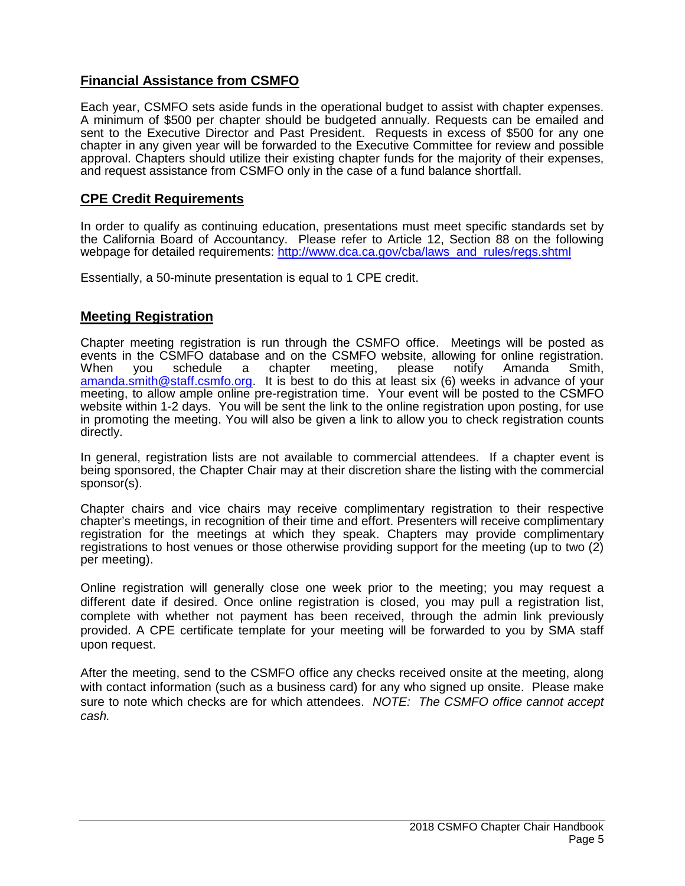## Financial Assistance from CSMFO

Each year, CSMFO sets aside funds in the operational budget to assist with chapter expenses. A minimum of $500 per chapter should be budgeted annually. Requests can be emailed and sent to the Executive Director and Past President. Requests in excess of $500 for any one chapter in any given year will be forwarded to the Executive Committee for review and possible approval. Chapters should utilize their existing chapter funds for the majority of their expenses, and request assistance from CSMFO only in the case of a fund balance shortfall.

## CPE Credit Requirements

In order to qualify as continuing education, presentations must meet specific standards set by the California Board of Accountancy. Please refer to Article 12, Section 88 on the following webpage for detailed requirements: http://www.dca.ca.gov/cba/laws_and_rules/regs.shtml

Essentially, a 50-minute presentation is equal to 1 CPE credit.

## Meeting Registration

Chapter meeting registration is run through the CSMFO office. Meetings will be posted as events in the CSMFO database and on the CSMFO website, allowing for online registration. When you schedule a chapter meeting, please notify Amanda Smith, amanda.smith@staff.csmfo.org. It is best to do this at least six (6) weeks in advance of your meeting, to allow ample online pre-registration time. Your event will be posted to the CSMFO website within 1-2 days. You will be sent the link to the online registration upon posting, for use in promoting the meeting. You will also be given a link to allow you to check registration counts directly.

In general, registration lists are not available to commercial attendees. If a chapter event is being sponsored, the Chapter Chair may at their discretion share the listing with the commercial sponsor(s).

Chapter chairs and vice chairs may receive complimentary registration to their respective chapter's meetings, in recognition of their time and effort. Presenters will receive complimentary registration for the meetings at which they speak. Chapters may provide complimentary registrations to host venues or those otherwise providing support for the meeting (up to two (2) per meeting).

Online registration will generally close one week prior to the meeting; you may request a different date if desired. Once online registration is closed, you may pull a registration list, complete with whether not payment has been received, through the admin link previously provided. A CPE certificate template for your meeting will be forwarded to you by SMA staff upon request.

After the meeting, send to the CSMFO office any checks received onsite at the meeting, along with contact information (such as a business card) for any who signed up onsite. Please make sure to note which checks are for which attendees. *NOTE: The CSMFO office cannot accept cash.*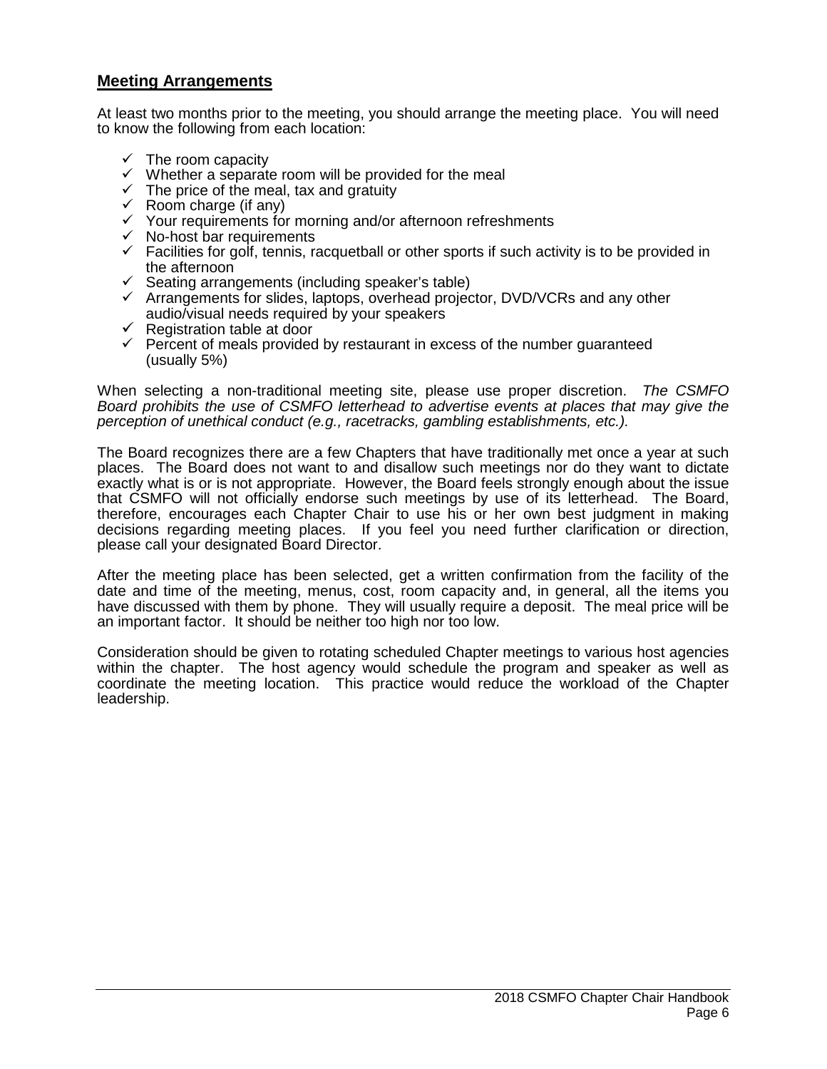## **Meeting Arrangements**

At least two months prior to the meeting, you should arrange the meeting place. You will need to know the following from each location:

- ✓ The room capacity
- ✓ Whether a separate room will be provided for the meal
- ✓ The price of the meal, tax and gratuity
- ✓ Room charge (if any)
- ✓ Your requirements for morning and/or afternoon refreshments
- ✓ No-host bar requirements
- ✓ Facilities for golf, tennis, racquetball or other sports if such activity is to be provided in the afternoon
- ✓ Seating arrangements (including speaker's table)
- ✓ Arrangements for slides, laptops, overhead projector, DVD/VCRs and any other audio/visual needs required by your speakers
- ✓ Registration table at door
- ✓ Percent of meals provided by restaurant in excess of the number guaranteed (usually 5%)

When selecting a non-traditional meeting site, please use proper discretion. *The CSMFO Board prohibits the use of CSMFO letterhead to advertise events at places that may give the perception of unethical conduct (e.g., racetracks, gambling establishments, etc.).*

The Board recognizes there are a few Chapters that have traditionally met once a year at such places. The Board does not want to and disallow such meetings nor do they want to dictate exactly what is or is not appropriate. However, the Board feels strongly enough about the issue that CSMFO will not officially endorse such meetings by use of its letterhead. The Board, therefore, encourages each Chapter Chair to use his or her own best judgment in making decisions regarding meeting places. If you feel you need further clarification or direction, please call your designated Board Director.

After the meeting place has been selected, get a written confirmation from the facility of the date and time of the meeting, menus, cost, room capacity and, in general, all the items you have discussed with them by phone. They will usually require a deposit. The meal price will be an important factor. It should be neither too high nor too low.

Consideration should be given to rotating scheduled Chapter meetings to various host agencies within the chapter. The host agency would schedule the program and speaker as well as coordinate the meeting location. This practice would reduce the workload of the Chapter leadership.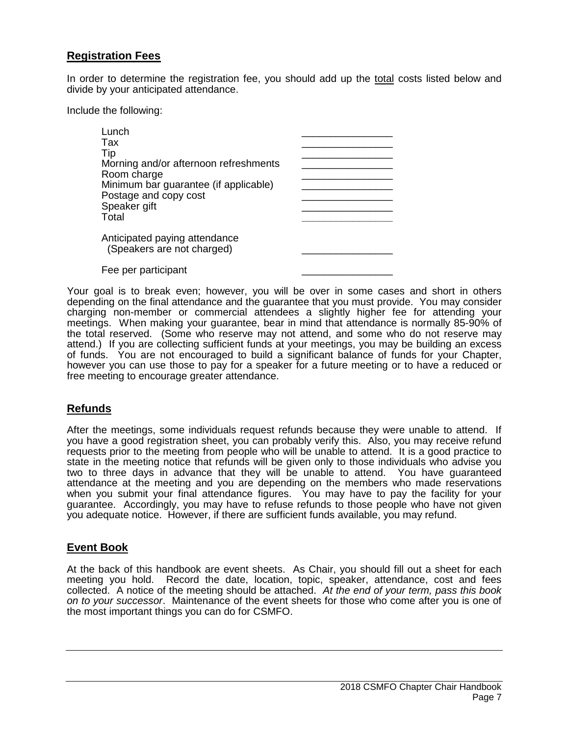## Registration Fees

In order to determine the registration fee, you should add up the total costs listed below and divide by your anticipated attendance.

Include the following:

| | |
|---|---|
| Lunch | ________________ |
| Tax | ________________ |
| Tip | ________________ |
| Morning and/or afternoon refreshments | ________________ |
| Room charge | ________________ |
| Minimum bar guarantee (if applicable) | ________________ |
| Postage and copy cost | ________________ |
| Speaker gift | ________________ |
| Total | ________________ |
| Anticipated paying attendance (Speakers are not charged) | ________________ |
| Fee per participant | ________________ |

Your goal is to break even; however, you will be over in some cases and short in others depending on the final attendance and the guarantee that you must provide. You may consider charging non-member or commercial attendees a slightly higher fee for attending your meetings. When making your guarantee, bear in mind that attendance is normally 85-90% of the total reserved. (Some who reserve may not attend, and some who do not reserve may attend.) If you are collecting sufficient funds at your meetings, you may be building an excess of funds. You are not encouraged to build a significant balance of funds for your Chapter, however you can use those to pay for a speaker for a future meeting or to have a reduced or free meeting to encourage greater attendance.

## Refunds

After the meetings, some individuals request refunds because they were unable to attend. If you have a good registration sheet, you can probably verify this. Also, you may receive refund requests prior to the meeting from people who will be unable to attend. It is a good practice to state in the meeting notice that refunds will be given only to those individuals who advise you two to three days in advance that they will be unable to attend. You have guaranteed attendance at the meeting and you are depending on the members who made reservations when you submit your final attendance figures. You may have to pay the facility for your guarantee. Accordingly, you may have to refuse refunds to those people who have not given you adequate notice. However, if there are sufficient funds available, you may refund.

## Event Book

At the back of this handbook are event sheets. As Chair, you should fill out a sheet for each meeting you hold. Record the date, location, topic, speaker, attendance, cost and fees collected. A notice of the meeting should be attached. *At the end of your term, pass this book on to your successor*. Maintenance of the event sheets for those who come after you is one of the most important things you can do for CSMFO.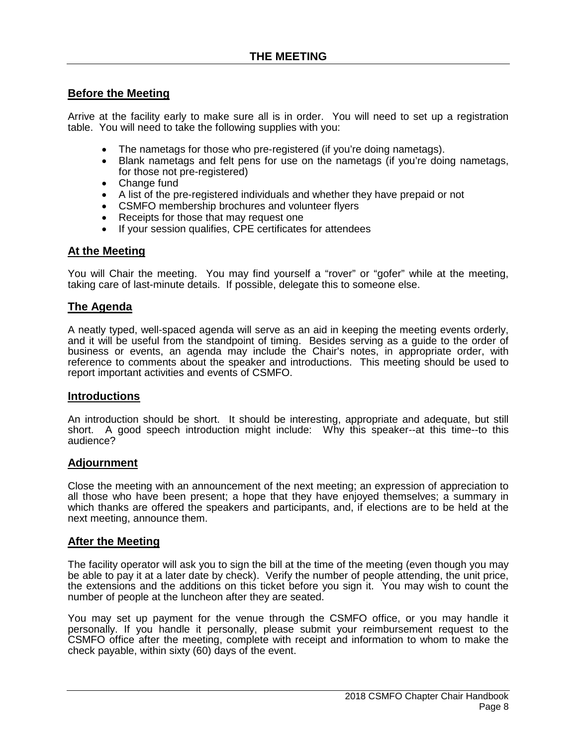# THE MEETING

## Before the Meeting

Arrive at the facility early to make sure all is in order. You will need to set up a registration table. You will need to take the following supplies with you:

- The nametags for those who pre-registered (if you're doing nametags).
- Blank nametags and felt pens for use on the nametags (if you're doing nametags, for those not pre-registered)
- Change fund
- A list of the pre-registered individuals and whether they have prepaid or not
- CSMFO membership brochures and volunteer flyers
- Receipts for those that may request one
- If your session qualifies, CPE certificates for attendees

## At the Meeting

You will Chair the meeting. You may find yourself a "rover" or "gofer" while at the meeting, taking care of last-minute details. If possible, delegate this to someone else.

## The Agenda

A neatly typed, well-spaced agenda will serve as an aid in keeping the meeting events orderly, and it will be useful from the standpoint of timing. Besides serving as a guide to the order of business or events, an agenda may include the Chair's notes, in appropriate order, with reference to comments about the speaker and introductions. This meeting should be used to report important activities and events of CSMFO.

## Introductions

An introduction should be short. It should be interesting, appropriate and adequate, but still short. A good speech introduction might include: Why this speaker--at this time--to this audience?

## Adjournment

Close the meeting with an announcement of the next meeting; an expression of appreciation to all those who have been present; a hope that they have enjoyed themselves; a summary in which thanks are offered the speakers and participants, and, if elections are to be held at the next meeting, announce them.

## After the Meeting

The facility operator will ask you to sign the bill at the time of the meeting (even though you may be able to pay it at a later date by check). Verify the number of people attending, the unit price, the extensions and the additions on this ticket before you sign it. You may wish to count the number of people at the luncheon after they are seated.

You may set up payment for the venue through the CSMFO office, or you may handle it personally. If you handle it personally, please submit your reimbursement request to the CSMFO office after the meeting, complete with receipt and information to whom to make the check payable, within sixty (60) days of the event.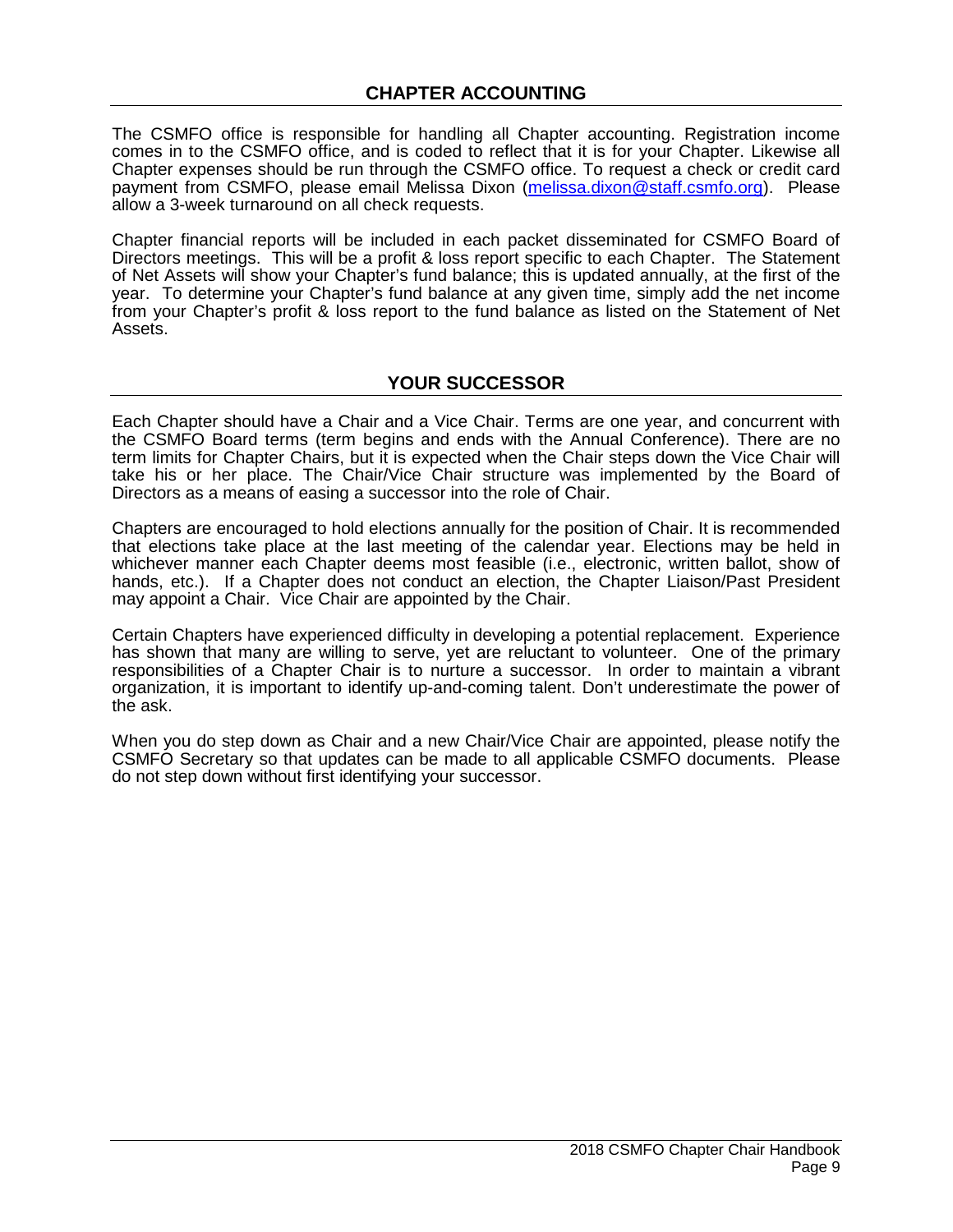## CHAPTER ACCOUNTING

The CSMFO office is responsible for handling all Chapter accounting. Registration income comes in to the CSMFO office, and is coded to reflect that it is for your Chapter. Likewise all Chapter expenses should be run through the CSMFO office. To request a check or credit card payment from CSMFO, please email Melissa Dixon (melissa.dixon@staff.csmfo.org). Please allow a 3-week turnaround on all check requests.

Chapter financial reports will be included in each packet disseminated for CSMFO Board of Directors meetings. This will be a profit & loss report specific to each Chapter. The Statement of Net Assets will show your Chapter's fund balance; this is updated annually, at the first of the year. To determine your Chapter's fund balance at any given time, simply add the net income from your Chapter's profit & loss report to the fund balance as listed on the Statement of Net Assets.

## YOUR SUCCESSOR

Each Chapter should have a Chair and a Vice Chair. Terms are one year, and concurrent with the CSMFO Board terms (term begins and ends with the Annual Conference). There are no term limits for Chapter Chairs, but it is expected when the Chair steps down the Vice Chair will take his or her place. The Chair/Vice Chair structure was implemented by the Board of Directors as a means of easing a successor into the role of Chair.

Chapters are encouraged to hold elections annually for the position of Chair. It is recommended that elections take place at the last meeting of the calendar year. Elections may be held in whichever manner each Chapter deems most feasible (i.e., electronic, written ballot, show of hands, etc.). If a Chapter does not conduct an election, the Chapter Liaison/Past President may appoint a Chair. Vice Chair are appointed by the Chair.

Certain Chapters have experienced difficulty in developing a potential replacement. Experience has shown that many are willing to serve, yet are reluctant to volunteer. One of the primary responsibilities of a Chapter Chair is to nurture a successor. In order to maintain a vibrant organization, it is important to identify up-and-coming talent. Don't underestimate the power of the ask.

When you do step down as Chair and a new Chair/Vice Chair are appointed, please notify the CSMFO Secretary so that updates can be made to all applicable CSMFO documents. Please do not step down without first identifying your successor.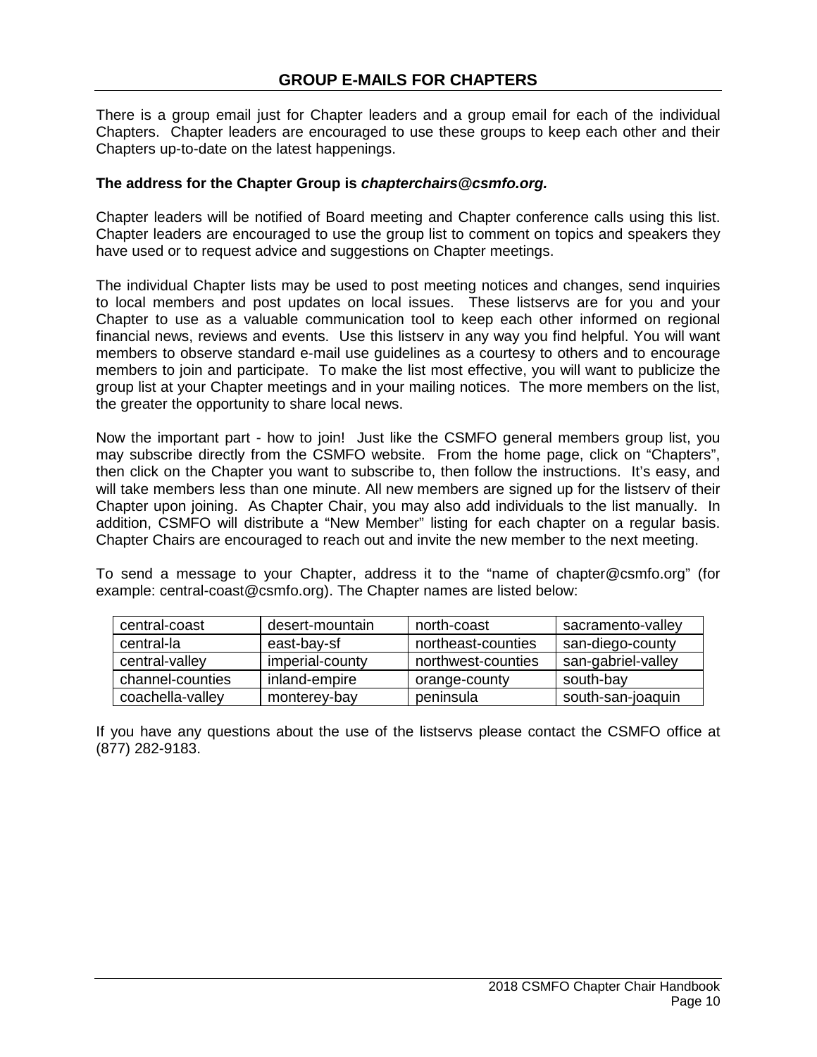## GROUP E-MAILS FOR CHAPTERS

There is a group email just for Chapter leaders and a group email for each of the individual Chapters. Chapter leaders are encouraged to use these groups to keep each other and their Chapters up-to-date on the latest happenings.

**The address for the Chapter Group is *chapterchairs@csmfo.org.***

Chapter leaders will be notified of Board meeting and Chapter conference calls using this list. Chapter leaders are encouraged to use the group list to comment on topics and speakers they have used or to request advice and suggestions on Chapter meetings.

The individual Chapter lists may be used to post meeting notices and changes, send inquiries to local members and post updates on local issues. These listservs are for you and your Chapter to use as a valuable communication tool to keep each other informed on regional financial news, reviews and events. Use this listserv in any way you find helpful. You will want members to observe standard e-mail use guidelines as a courtesy to others and to encourage members to join and participate. To make the list most effective, you will want to publicize the group list at your Chapter meetings and in your mailing notices. The more members on the list, the greater the opportunity to share local news.

Now the important part - how to join! Just like the CSMFO general members group list, you may subscribe directly from the CSMFO website. From the home page, click on "Chapters", then click on the Chapter you want to subscribe to, then follow the instructions. It's easy, and will take members less than one minute. All new members are signed up for the listserv of their Chapter upon joining. As Chapter Chair, you may also add individuals to the list manually. In addition, CSMFO will distribute a "New Member" listing for each chapter on a regular basis. Chapter Chairs are encouraged to reach out and invite the new member to the next meeting.

To send a message to your Chapter, address it to the "name of chapter@csmfo.org" (for example: central-coast@csmfo.org). The Chapter names are listed below:

| | | | |
|---|---|---|---|
| central-coast | desert-mountain | north-coast | sacramento-valley |
| central-la | east-bay-sf | northeast-counties | san-diego-county |
| central-valley | imperial-county | northwest-counties | san-gabriel-valley |
| channel-counties | inland-empire | orange-county | south-bay |
| coachella-valley | monterey-bay | peninsula | south-san-joaquin |

If you have any questions about the use of the listservs please contact the CSMFO office at (877) 282-9183.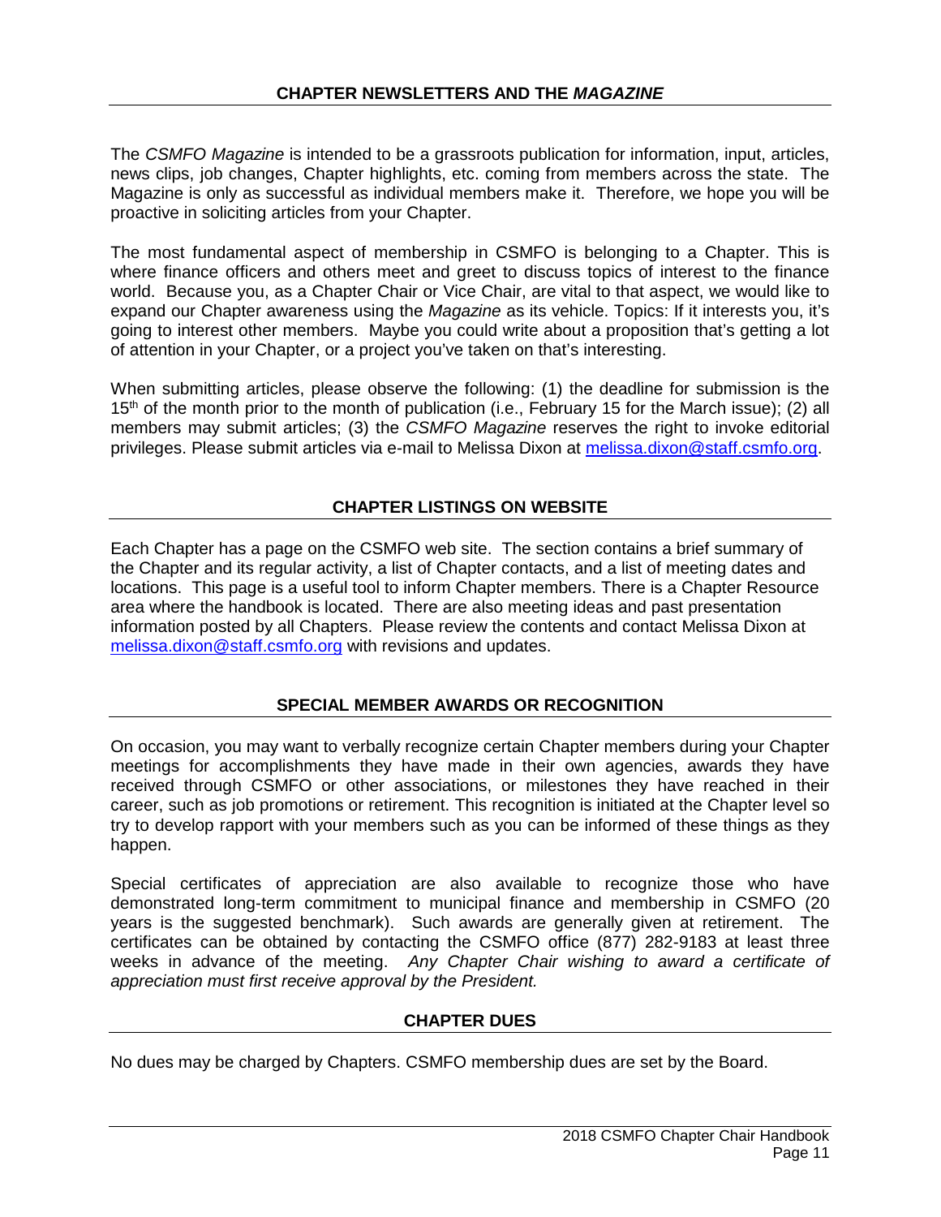## CHAPTER NEWSLETTERS AND THE *MAGAZINE*

The *CSMFO Magazine* is intended to be a grassroots publication for information, input, articles, news clips, job changes, Chapter highlights, etc. coming from members across the state. The Magazine is only as successful as individual members make it. Therefore, we hope you will be proactive in soliciting articles from your Chapter.

The most fundamental aspect of membership in CSMFO is belonging to a Chapter. This is where finance officers and others meet and greet to discuss topics of interest to the finance world. Because you, as a Chapter Chair or Vice Chair, are vital to that aspect, we would like to expand our Chapter awareness using the *Magazine* as its vehicle. Topics: If it interests you, it's going to interest other members. Maybe you could write about a proposition that's getting a lot of attention in your Chapter, or a project you've taken on that's interesting.

When submitting articles, please observe the following: (1) the deadline for submission is the 15th of the month prior to the month of publication (i.e., February 15 for the March issue); (2) all members may submit articles; (3) the *CSMFO Magazine* reserves the right to invoke editorial privileges. Please submit articles via e-mail to Melissa Dixon at melissa.dixon@staff.csmfo.org.

## CHAPTER LISTINGS ON WEBSITE

Each Chapter has a page on the CSMFO web site. The section contains a brief summary of the Chapter and its regular activity, a list of Chapter contacts, and a list of meeting dates and locations. This page is a useful tool to inform Chapter members. There is a Chapter Resource area where the handbook is located. There are also meeting ideas and past presentation information posted by all Chapters. Please review the contents and contact Melissa Dixon at melissa.dixon@staff.csmfo.org with revisions and updates.

## SPECIAL MEMBER AWARDS OR RECOGNITION

On occasion, you may want to verbally recognize certain Chapter members during your Chapter meetings for accomplishments they have made in their own agencies, awards they have received through CSMFO or other associations, or milestones they have reached in their career, such as job promotions or retirement. This recognition is initiated at the Chapter level so try to develop rapport with your members such as you can be informed of these things as they happen.

Special certificates of appreciation are also available to recognize those who have demonstrated long-term commitment to municipal finance and membership in CSMFO (20 years is the suggested benchmark). Such awards are generally given at retirement. The certificates can be obtained by contacting the CSMFO office (877) 282-9183 at least three weeks in advance of the meeting. *Any Chapter Chair wishing to award a certificate of appreciation must first receive approval by the President.*

## CHAPTER DUES

No dues may be charged by Chapters. CSMFO membership dues are set by the Board.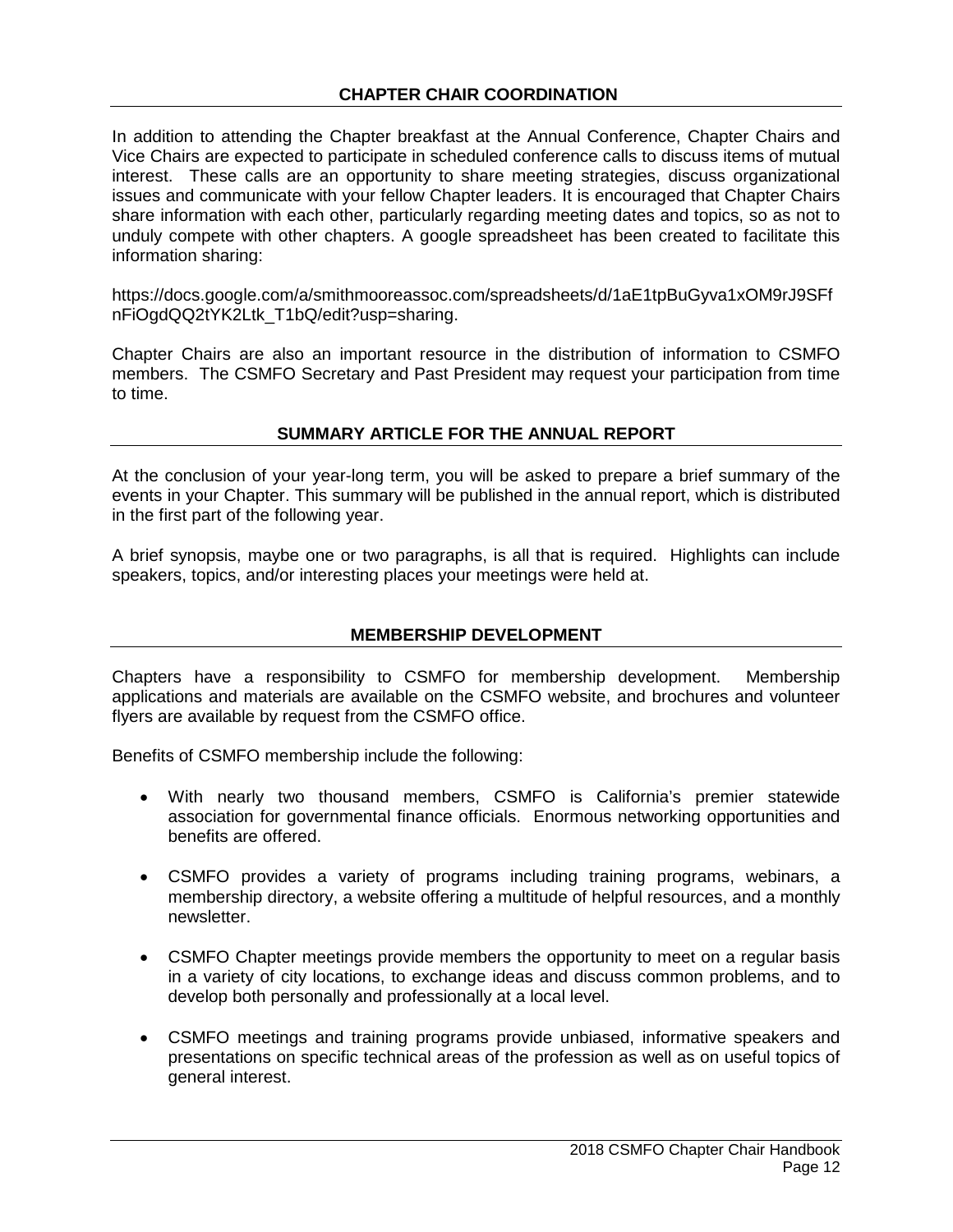## CHAPTER CHAIR COORDINATION

In addition to attending the Chapter breakfast at the Annual Conference, Chapter Chairs and Vice Chairs are expected to participate in scheduled conference calls to discuss items of mutual interest. These calls are an opportunity to share meeting strategies, discuss organizational issues and communicate with your fellow Chapter leaders. It is encouraged that Chapter Chairs share information with each other, particularly regarding meeting dates and topics, so as not to unduly compete with other chapters. A google spreadsheet has been created to facilitate this information sharing:

https://docs.google.com/a/smithmooreassoc.com/spreadsheets/d/1aE1tpBuGyva1xOM9rJ9SFfnFiOgdQQ2tYK2Ltk_T1bQ/edit?usp=sharing.

Chapter Chairs are also an important resource in the distribution of information to CSMFO members. The CSMFO Secretary and Past President may request your participation from time to time.

## SUMMARY ARTICLE FOR THE ANNUAL REPORT

At the conclusion of your year-long term, you will be asked to prepare a brief summary of the events in your Chapter. This summary will be published in the annual report, which is distributed in the first part of the following year.

A brief synopsis, maybe one or two paragraphs, is all that is required. Highlights can include speakers, topics, and/or interesting places your meetings were held at.

## MEMBERSHIP DEVELOPMENT

Chapters have a responsibility to CSMFO for membership development. Membership applications and materials are available on the CSMFO website, and brochures and volunteer flyers are available by request from the CSMFO office.

Benefits of CSMFO membership include the following:

- With nearly two thousand members, CSMFO is California's premier statewide association for governmental finance officials. Enormous networking opportunities and benefits are offered.
- CSMFO provides a variety of programs including training programs, webinars, a membership directory, a website offering a multitude of helpful resources, and a monthly newsletter.
- CSMFO Chapter meetings provide members the opportunity to meet on a regular basis in a variety of city locations, to exchange ideas and discuss common problems, and to develop both personally and professionally at a local level.
- CSMFO meetings and training programs provide unbiased, informative speakers and presentations on specific technical areas of the profession as well as on useful topics of general interest.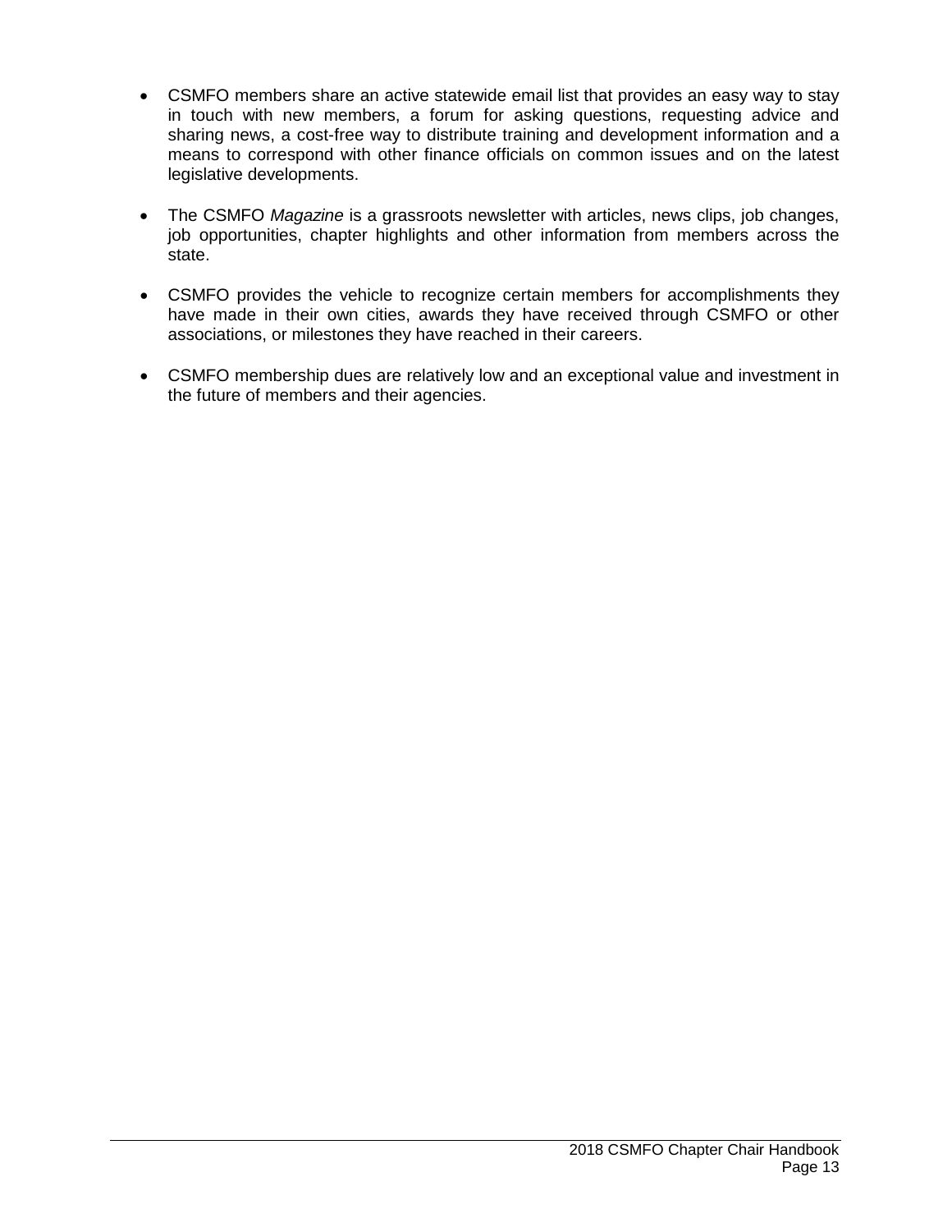- CSMFO members share an active statewide email list that provides an easy way to stay in touch with new members, a forum for asking questions, requesting advice and sharing news, a cost-free way to distribute training and development information and a means to correspond with other finance officials on common issues and on the latest legislative developments.

- The CSMFO *Magazine* is a grassroots newsletter with articles, news clips, job changes, job opportunities, chapter highlights and other information from members across the state.

- CSMFO provides the vehicle to recognize certain members for accomplishments they have made in their own cities, awards they have received through CSMFO or other associations, or milestones they have reached in their careers.

- CSMFO membership dues are relatively low and an exceptional value and investment in the future of members and their agencies.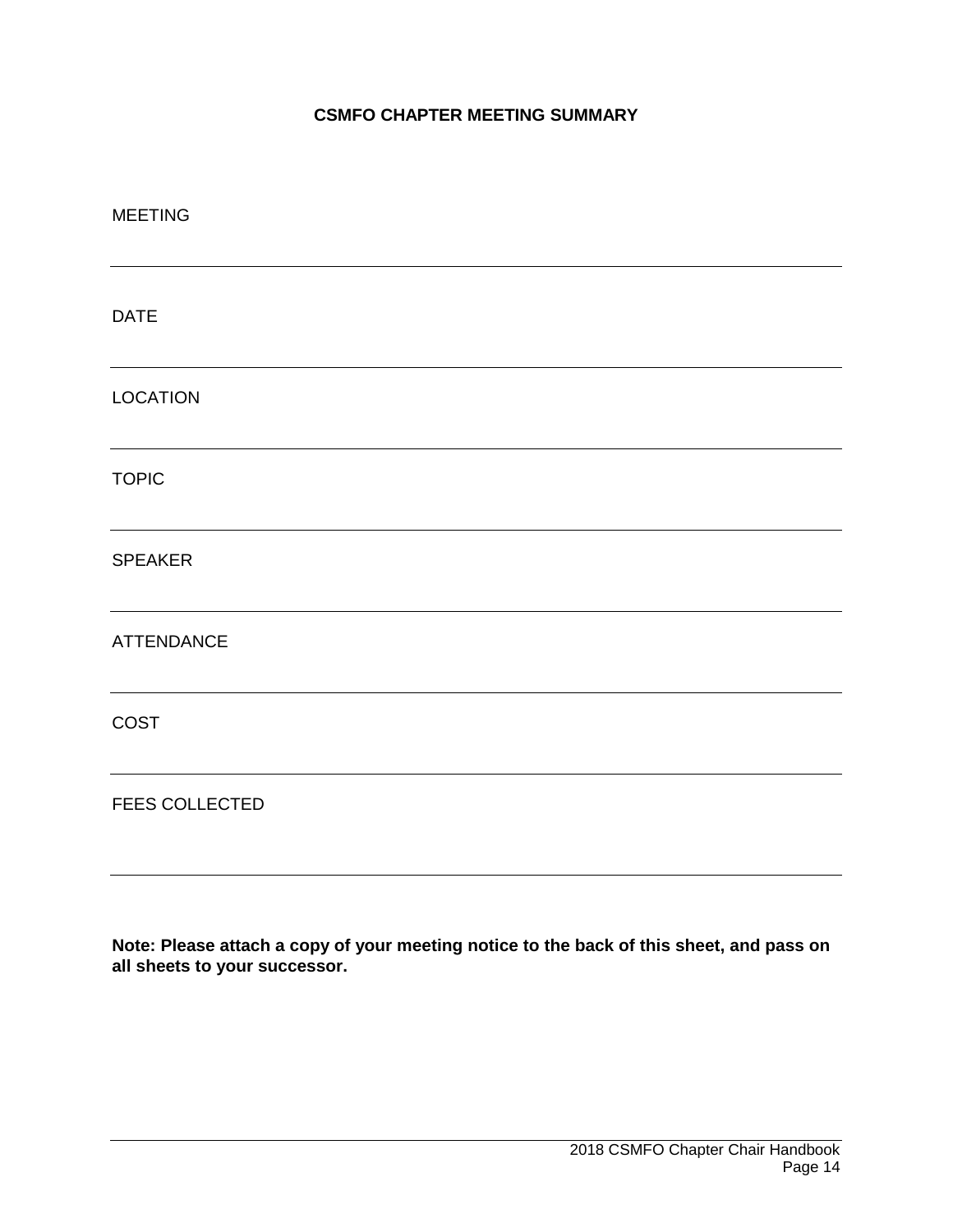# CSMFO CHAPTER MEETING SUMMARY

MEETING

---

DATE

---

LOCATION

---

TOPIC

---

SPEAKER

---

ATTENDANCE

---

COST

---

FEES COLLECTED

---

**Note: Please attach a copy of your meeting notice to the back of this sheet, and pass on all sheets to your successor.**